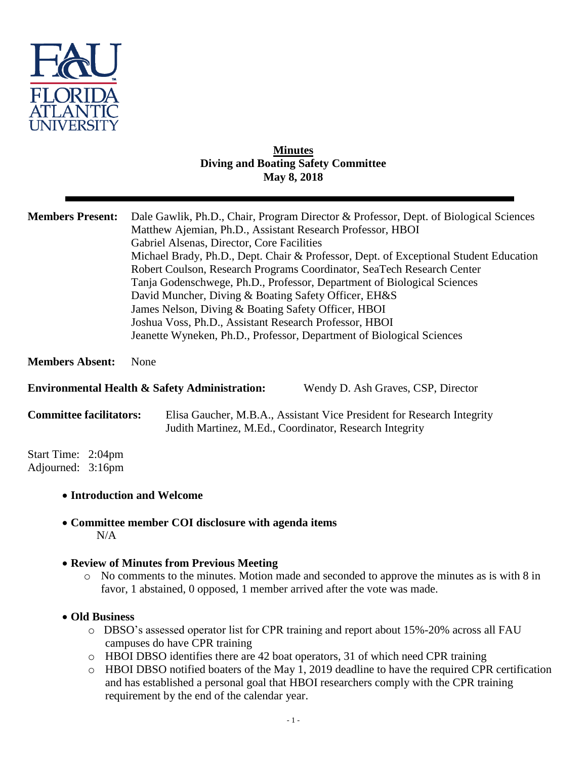**Minutes**
**Diving and Boating Safety Committee**
**May 8, 2018**

---

**Members Present:** Dale Gawlik, Ph.D., Chair, Program Director & Professor, Dept. of Biological Sciences
Matthew Ajemian, Ph.D., Assistant Research Professor, HBOI
Gabriel Alsenas, Director, Core Facilities
Michael Brady, Ph.D., Dept. Chair & Professor, Dept. of Exceptional Student Education
Robert Coulson, Research Programs Coordinator, SeaTech Research Center
Tanja Godenschwege, Ph.D., Professor, Department of Biological Sciences
David Muncher, Diving & Boating Safety Officer, EH&S
James Nelson, Diving & Boating Safety Officer, HBOI
Joshua Voss, Ph.D., Assistant Research Professor, HBOI
Jeanette Wyneken, Ph.D., Professor, Department of Biological Sciences

**Members Absent:** None

**Environmental Health & Safety Administration:** Wendy D. Ash Graves, CSP, Director

**Committee facilitators:** Elisa Gaucher, M.B.A., Assistant Vice President for Research Integrity
Judith Martinez, M.Ed., Coordinator, Research Integrity

Start Time: 2:04pm
Adjourned: 3:16pm

- **Introduction and Welcome**

- **Committee member COI disclosure with agenda items**
  N/A

- **Review of Minutes from Previous Meeting**
  - No comments to the minutes. Motion made and seconded to approve the minutes as is with 8 in favor, 1 abstained, 0 opposed, 1 member arrived after the vote was made.

- **Old Business**
  - DBSO's assessed operator list for CPR training and report about 15%-20% across all FAU campuses do have CPR training
  - HBOI DBSO identifies there are 42 boat operators, 31 of which need CPR training
  - HBOI DBSO notified boaters of the May 1, 2019 deadline to have the required CPR certification and has established a personal goal that HBOI researchers comply with the CPR training requirement by the end of the calendar year.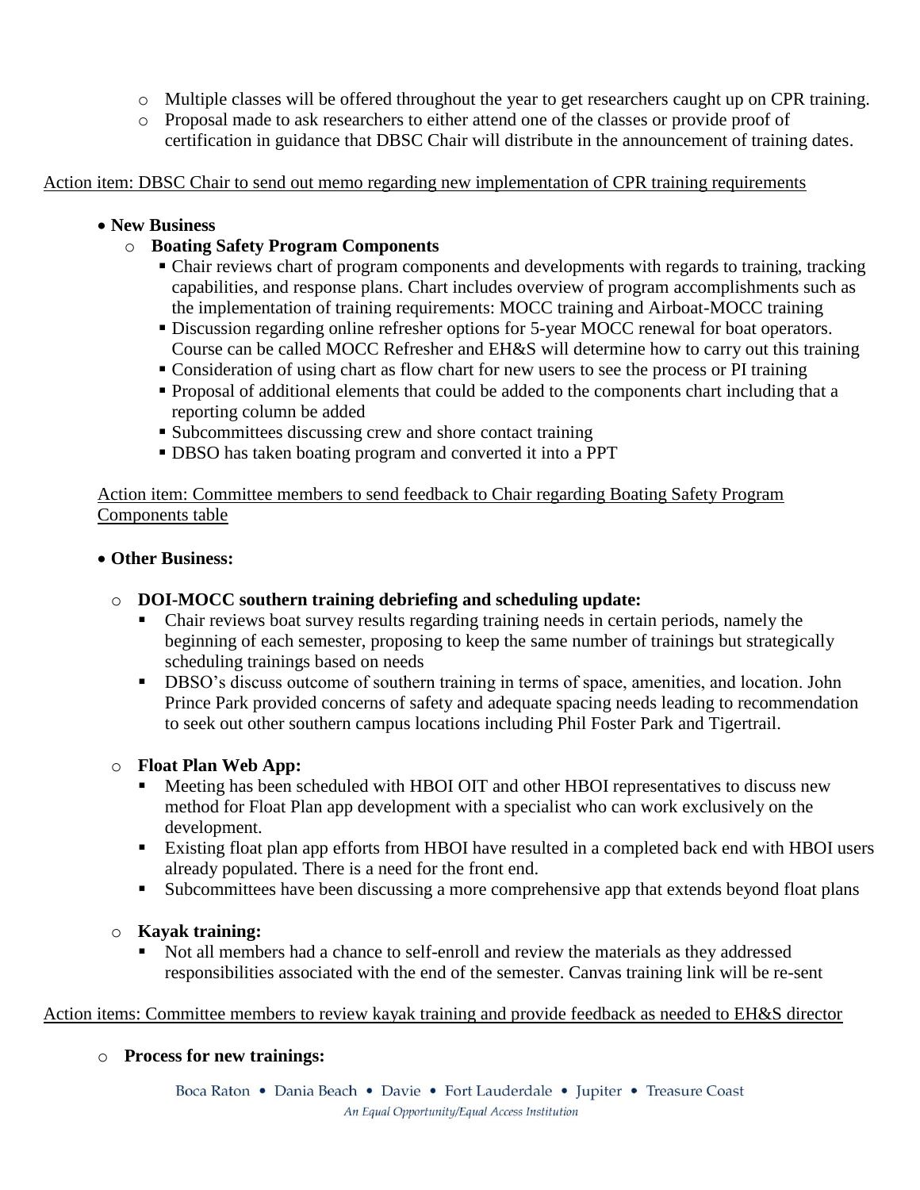- Multiple classes will be offered throughout the year to get researchers caught up on CPR training.
  - Proposal made to ask researchers to either attend one of the classes or provide proof of certification in guidance that DBSC Chair will distribute in the announcement of training dates.

<u>Action item: DBSC Chair to send out memo regarding new implementation of CPR training requirements</u>

- **New Business**
  - **Boating Safety Program Components**
    - Chair reviews chart of program components and developments with regards to training, tracking capabilities, and response plans. Chart includes overview of program accomplishments such as the implementation of training requirements: MOCC training and Airboat-MOCC training
    - Discussion regarding online refresher options for 5-year MOCC renewal for boat operators. Course can be called MOCC Refresher and EH&S will determine how to carry out this training
    - Consideration of using chart as flow chart for new users to see the process or PI training
    - Proposal of additional elements that could be added to the components chart including that a reporting column be added
    - Subcommittees discussing crew and shore contact training
    - DBSO has taken boating program and converted it into a PPT

<u>Action item: Committee members to send feedback to Chair regarding Boating Safety Program Components table</u>

- **Other Business:**
  - **DOI-MOCC southern training debriefing and scheduling update:**
    - Chair reviews boat survey results regarding training needs in certain periods, namely the beginning of each semester, proposing to keep the same number of trainings but strategically scheduling trainings based on needs
    - DBSO's discuss outcome of southern training in terms of space, amenities, and location. John Prince Park provided concerns of safety and adequate spacing needs leading to recommendation to seek out other southern campus locations including Phil Foster Park and Tigertrail.
  - **Float Plan Web App:**
    - Meeting has been scheduled with HBOI OIT and other HBOI representatives to discuss new method for Float Plan app development with a specialist who can work exclusively on the development.
    - Existing float plan app efforts from HBOI have resulted in a completed back end with HBOI users already populated. There is a need for the front end.
    - Subcommittees have been discussing a more comprehensive app that extends beyond float plans
  - **Kayak training:**
    - Not all members had a chance to self-enroll and review the materials as they addressed responsibilities associated with the end of the semester. Canvas training link will be re-sent

<u>Action items: Committee members to review kayak training and provide feedback as needed to EH&S director</u>

  - **Process for new trainings:**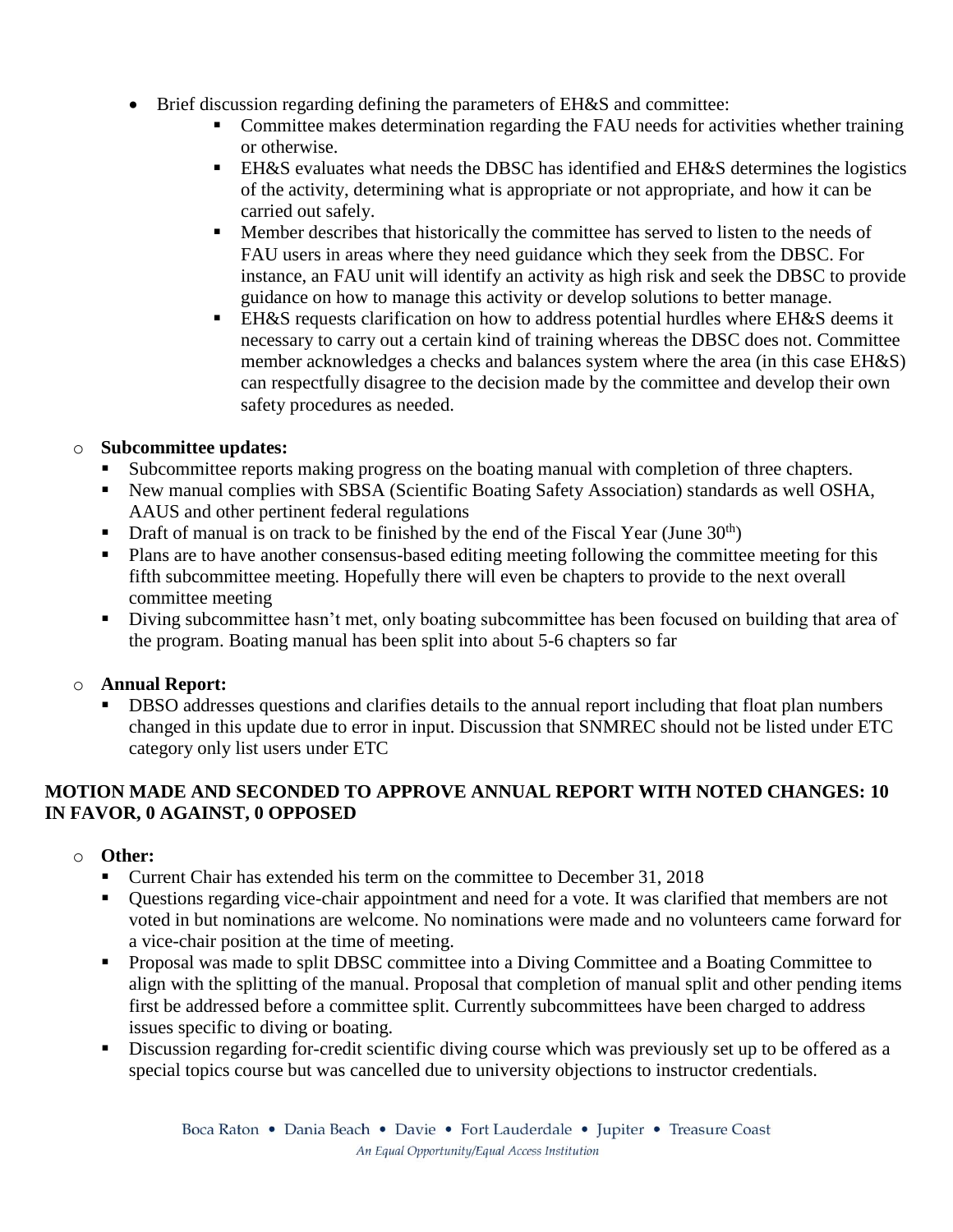- Brief discussion regarding defining the parameters of EH&S and committee:
  - Committee makes determination regarding the FAU needs for activities whether training or otherwise.
  - EH&S evaluates what needs the DBSC has identified and EH&S determines the logistics of the activity, determining what is appropriate or not appropriate, and how it can be carried out safely.
  - Member describes that historically the committee has served to listen to the needs of FAU users in areas where they need guidance which they seek from the DBSC. For instance, an FAU unit will identify an activity as high risk and seek the DBSC to provide guidance on how to manage this activity or develop solutions to better manage.
  - EH&S requests clarification on how to address potential hurdles where EH&S deems it necessary to carry out a certain kind of training whereas the DBSC does not. Committee member acknowledges a checks and balances system where the area (in this case EH&S) can respectfully disagree to the decision made by the committee and develop their own safety procedures as needed.

- **Subcommittee updates:**
  - Subcommittee reports making progress on the boating manual with completion of three chapters.
  - New manual complies with SBSA (Scientific Boating Safety Association) standards as well OSHA, AAUS and other pertinent federal regulations
  - Draft of manual is on track to be finished by the end of the Fiscal Year (June 30th)
  - Plans are to have another consensus-based editing meeting following the committee meeting for this fifth subcommittee meeting. Hopefully there will even be chapters to provide to the next overall committee meeting
  - Diving subcommittee hasn't met, only boating subcommittee has been focused on building that area of the program. Boating manual has been split into about 5-6 chapters so far

- **Annual Report:**
  - DBSO addresses questions and clarifies details to the annual report including that float plan numbers changed in this update due to error in input. Discussion that SNMREC should not be listed under ETC category only list users under ETC

**MOTION MADE AND SECONDED TO APPROVE ANNUAL REPORT WITH NOTED CHANGES: 10 IN FAVOR, 0 AGAINST, 0 OPPOSED**

- **Other:**
  - Current Chair has extended his term on the committee to December 31, 2018
  - Questions regarding vice-chair appointment and need for a vote. It was clarified that members are not voted in but nominations are welcome. No nominations were made and no volunteers came forward for a vice-chair position at the time of meeting.
  - Proposal was made to split DBSC committee into a Diving Committee and a Boating Committee to align with the splitting of the manual. Proposal that completion of manual split and other pending items first be addressed before a committee split. Currently subcommittees have been charged to address issues specific to diving or boating.
  - Discussion regarding for-credit scientific diving course which was previously set up to be offered as a special topics course but was cancelled due to university objections to instructor credentials.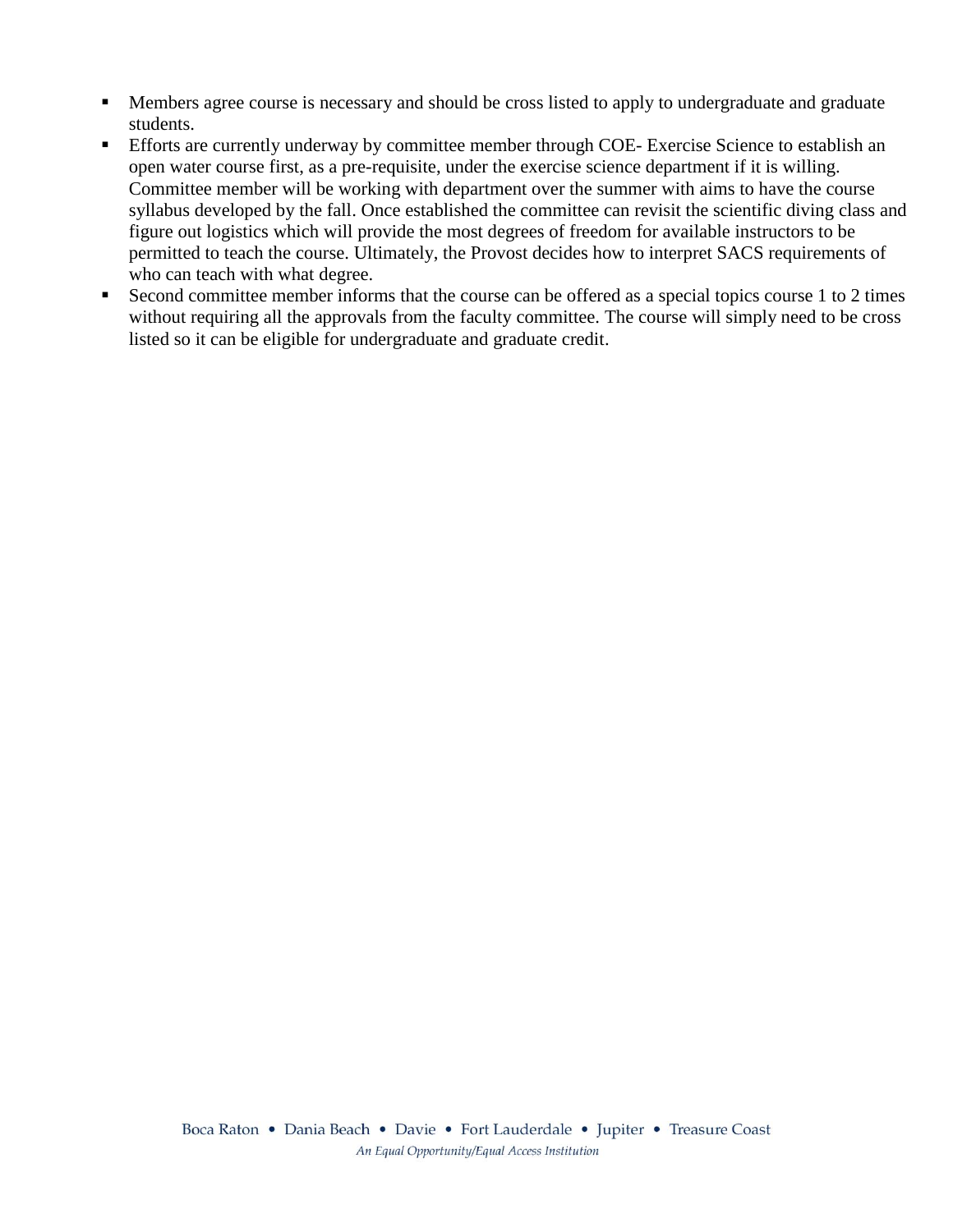- Members agree course is necessary and should be cross listed to apply to undergraduate and graduate students.
- Efforts are currently underway by committee member through COE- Exercise Science to establish an open water course first, as a pre-requisite, under the exercise science department if it is willing. Committee member will be working with department over the summer with aims to have the course syllabus developed by the fall. Once established the committee can revisit the scientific diving class and figure out logistics which will provide the most degrees of freedom for available instructors to be permitted to teach the course. Ultimately, the Provost decides how to interpret SACS requirements of who can teach with what degree.
- Second committee member informs that the course can be offered as a special topics course 1 to 2 times without requiring all the approvals from the faculty committee. The course will simply need to be cross listed so it can be eligible for undergraduate and graduate credit.